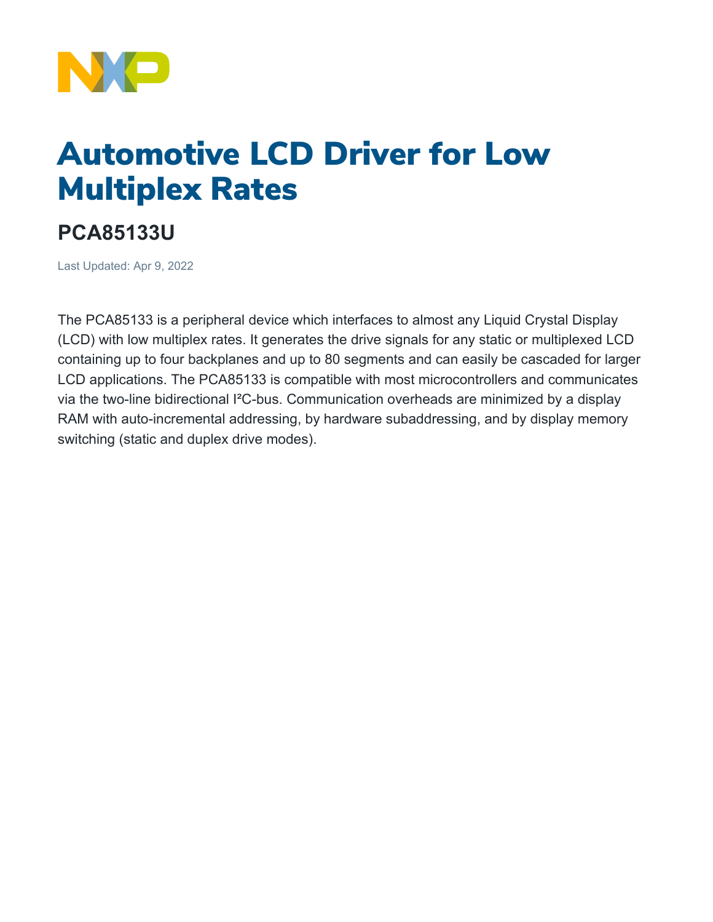# Automotive LCD Driver for Low Multiplex Rates

## PCA85133U

Last Updated: Apr 9, 2022

The PCA85133 is a peripheral device which interfaces to almost any Liquid Crystal Display (LCD) with low multiplex rates. It generates the drive signals for any static or multiplexed LCD containing up to four backplanes and up to 80 segments and can easily be cascaded for larger LCD applications. The PCA85133 is compatible with most microcontrollers and communicates via the two-line bidirectional I²C-bus. Communication overheads are minimized by a display RAM with auto-incremental addressing, by hardware subaddressing, and by display memory switching (static and duplex drive modes).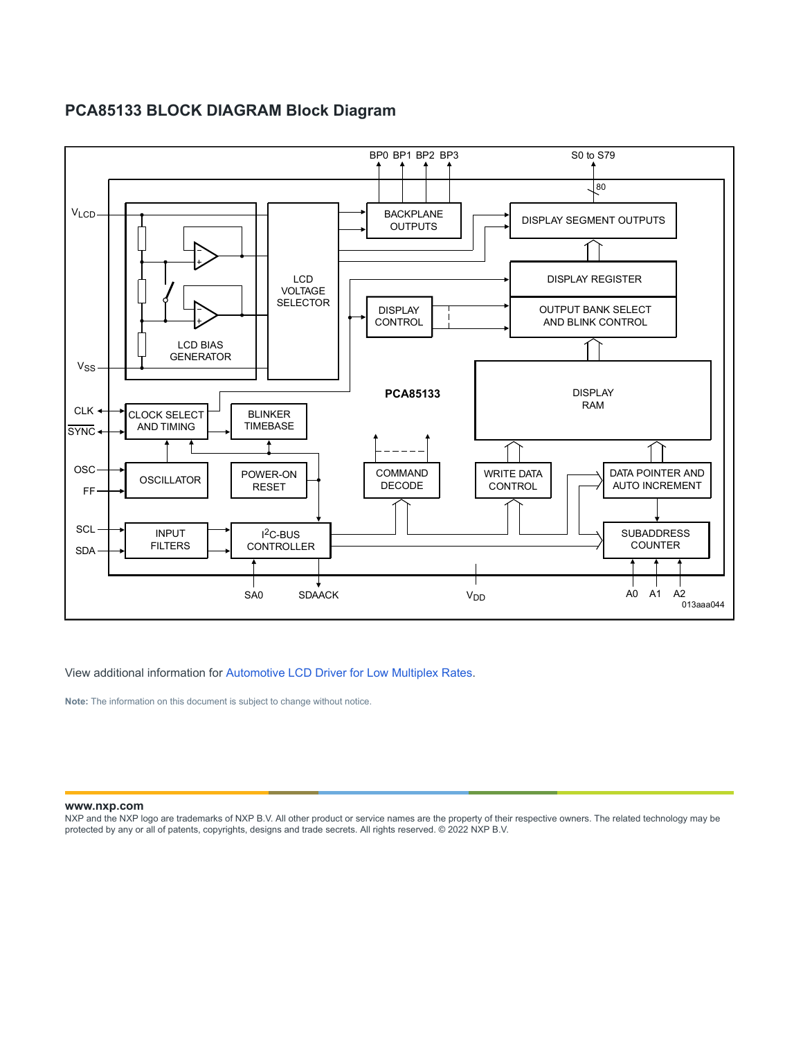## PCA85133 BLOCK DIAGRAM Block Diagram

BP0 BP1 BP2 BP3

S0 to S79

80

$V_{LCD}$

$V_{SS}$

LCD BIAS GENERATOR

LCD VOLTAGE SELECTOR

BACKPLANE OUTPUTS

DISPLAY SEGMENT OUTPUTS

DISPLAY REGISTER

OUTPUT BANK SELECT AND BLINK CONTROL

DISPLAY CONTROL

DISPLAY RAM

PCA85133

CLK

$\overline{SYNC}$

CLOCK SELECT AND TIMING

BLINKER TIMEBASE

OSC

FF

OSCILLATOR

POWER-ON RESET

COMMAND DECODE

WRITE DATA CONTROL

DATA POINTER AND AUTO INCREMENT

SCL

SDA

INPUT FILTERS

$I^2C$-BUS CONTROLLER

SUBADDRESS COUNTER

SA0

SDAACK

$V_{DD}$

A0 A1 A2

013aaa044

View additional information for Automotive LCD Driver for Low Multiplex Rates.

**Note:** The information on this document is subject to change without notice.

**www.nxp.com**

NXP and the NXP logo are trademarks of NXP B.V. All other product or service names are the property of their respective owners. The related technology may be protected by any or all of patents, copyrights, designs and trade secrets. All rights reserved. © 2022 NXP B.V.